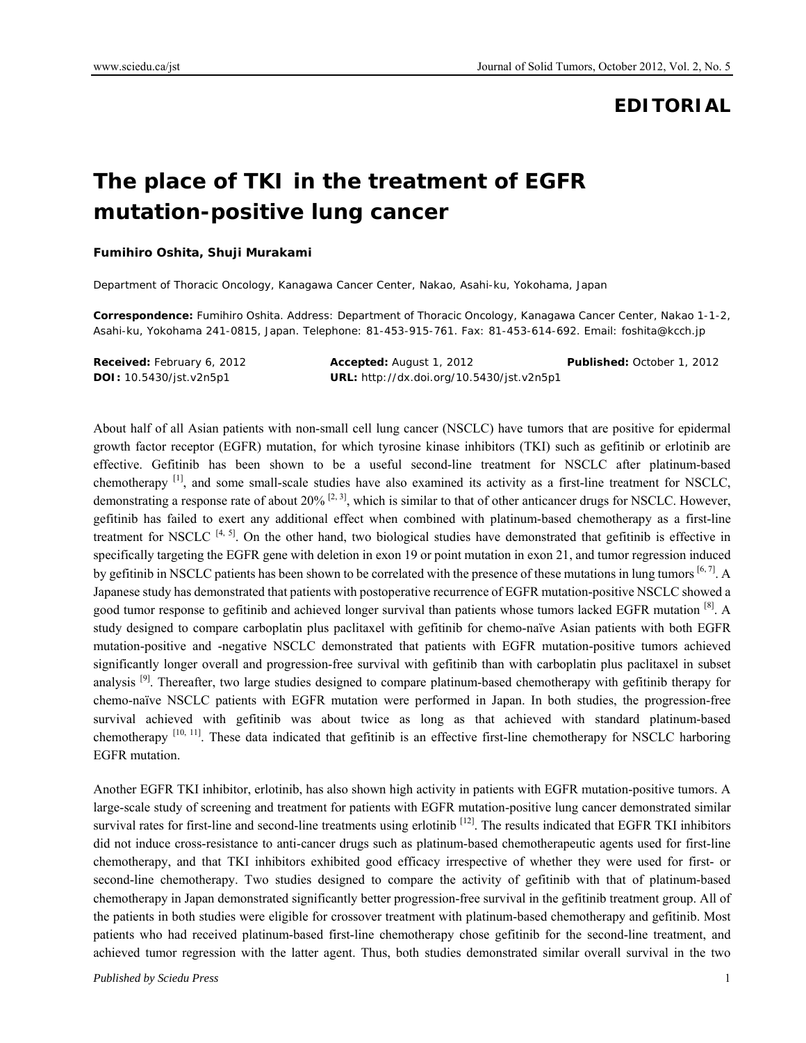**EDITORIAL**

# The place of TKI in the treatment of EGFR mutation-positive lung cancer

**Fumihiro Oshita, Shuji Murakami**

Department of Thoracic Oncology, Kanagawa Cancer Center, Nakao, Asahi-ku, Yokohama, Japan

**Correspondence:** Fumihiro Oshita. Address: Department of Thoracic Oncology, Kanagawa Cancer Center, Nakao 1-1-2, Asahi-ku, Yokohama 241-0815, Japan. Telephone: 81-453-915-761. Fax: 81-453-614-692. Email: foshita@kcch.jp

**Received:** February 6, 2012 **Accepted:** August 1, 2012 **Published:** October 1, 2012
**DOI:** 10.5430/jst.v2n5p1 **URL:** http://dx.doi.org/10.5430/jst.v2n5p1

About half of all Asian patients with non-small cell lung cancer (NSCLC) have tumors that are positive for epidermal growth factor receptor (EGFR) mutation, for which tyrosine kinase inhibitors (TKI) such as gefitinib or erlotinib are effective. Gefitinib has been shown to be a useful second-line treatment for NSCLC after platinum-based chemotherapy [1], and some small-scale studies have also examined its activity as a first-line treatment for NSCLC, demonstrating a response rate of about 20% [2, 3], which is similar to that of other anticancer drugs for NSCLC. However, gefitinib has failed to exert any additional effect when combined with platinum-based chemotherapy as a first-line treatment for NSCLC [4, 5]. On the other hand, two biological studies have demonstrated that gefitinib is effective in specifically targeting the EGFR gene with deletion in exon 19 or point mutation in exon 21, and tumor regression induced by gefitinib in NSCLC patients has been shown to be correlated with the presence of these mutations in lung tumors [6, 7]. A Japanese study has demonstrated that patients with postoperative recurrence of EGFR mutation-positive NSCLC showed a good tumor response to gefitinib and achieved longer survival than patients whose tumors lacked EGFR mutation [8]. A study designed to compare carboplatin plus paclitaxel with gefitinib for chemo-naïve Asian patients with both EGFR mutation-positive and -negative NSCLC demonstrated that patients with EGFR mutation-positive tumors achieved significantly longer overall and progression-free survival with gefitinib than with carboplatin plus paclitaxel in subset analysis [9]. Thereafter, two large studies designed to compare platinum-based chemotherapy with gefitinib therapy for chemo-naïve NSCLC patients with EGFR mutation were performed in Japan. In both studies, the progression-free survival achieved with gefitinib was about twice as long as that achieved with standard platinum-based chemotherapy [10, 11]. These data indicated that gefitinib is an effective first-line chemotherapy for NSCLC harboring EGFR mutation.

Another EGFR TKI inhibitor, erlotinib, has also shown high activity in patients with EGFR mutation-positive tumors. A large-scale study of screening and treatment for patients with EGFR mutation-positive lung cancer demonstrated similar survival rates for first-line and second-line treatments using erlotinib [12]. The results indicated that EGFR TKI inhibitors did not induce cross-resistance to anti-cancer drugs such as platinum-based chemotherapeutic agents used for first-line chemotherapy, and that TKI inhibitors exhibited good efficacy irrespective of whether they were used for first- or second-line chemotherapy. Two studies designed to compare the activity of gefitinib with that of platinum-based chemotherapy in Japan demonstrated significantly better progression-free survival in the gefitinib treatment group. All of the patients in both studies were eligible for crossover treatment with platinum-based chemotherapy and gefitinib. Most patients who had received platinum-based first-line chemotherapy chose gefitinib for the second-line treatment, and achieved tumor regression with the latter agent. Thus, both studies demonstrated similar overall survival in the two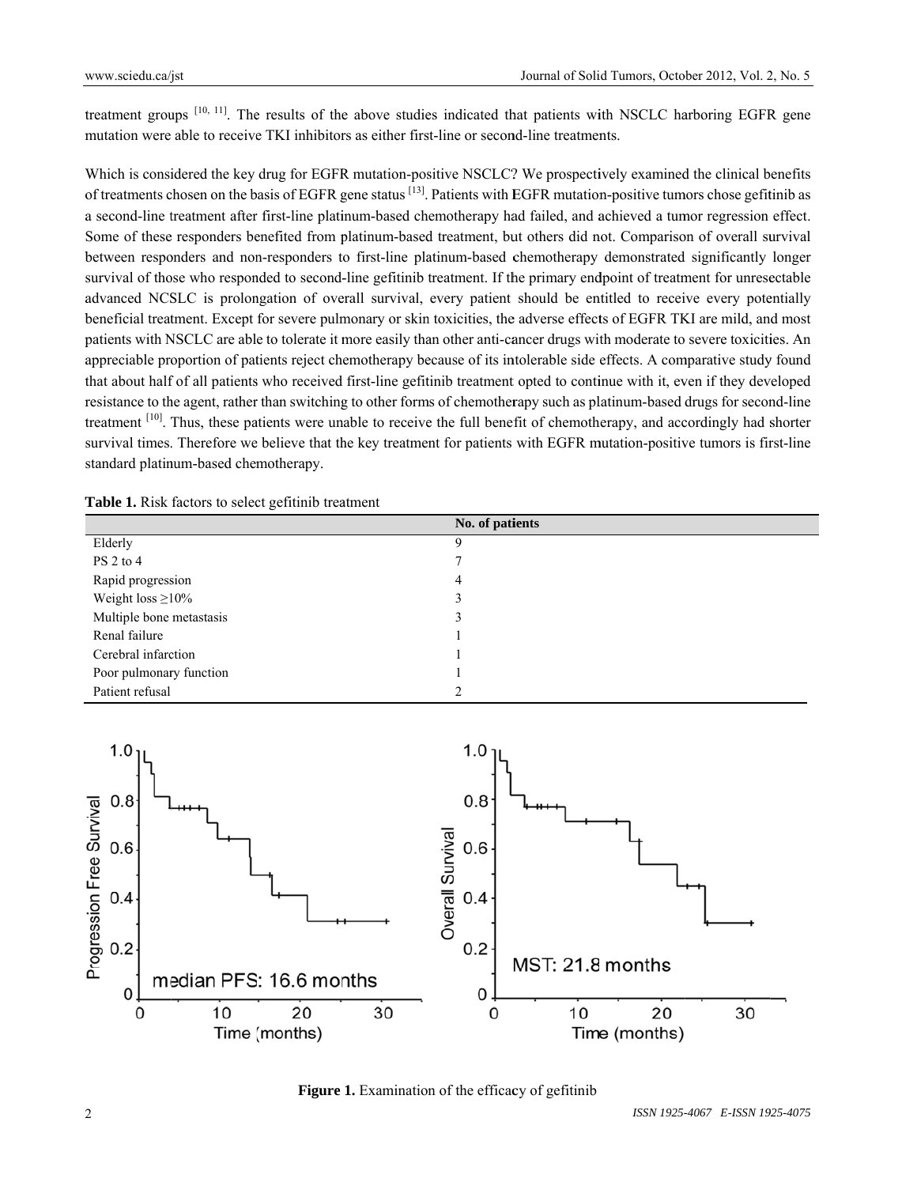treatment groups [10, 11]. The results of the above studies indicated that patients with NSCLC harboring EGFR gene mutation were able to receive TKI inhibitors as either first-line or second-line treatments.

Which is considered the key drug for EGFR mutation-positive NSCLC? We prospectively examined the clinical benefits of treatments chosen on the basis of EGFR gene status [13]. Patients with EGFR mutation-positive tumors chose gefitinib as a second-line treatment after first-line platinum-based chemotherapy had failed, and achieved a tumor regression effect. Some of these responders benefited from platinum-based treatment, but others did not. Comparison of overall survival between responders and non-responders to first-line platinum-based chemotherapy demonstrated significantly longer survival of those who responded to second-line gefitinib treatment. If the primary endpoint of treatment for unresectable advanced NCSLC is prolongation of overall survival, every patient should be entitled to receive every potentially beneficial treatment. Except for severe pulmonary or skin toxicities, the adverse effects of EGFR TKI are mild, and most patients with NSCLC are able to tolerate it more easily than other anti-cancer drugs with moderate to severe toxicities. An appreciable proportion of patients reject chemotherapy because of its intolerable side effects. A comparative study found that about half of all patients who received first-line gefitinib treatment opted to continue with it, even if they developed resistance to the agent, rather than switching to other forms of chemotherapy such as platinum-based drugs for second-line treatment [10]. Thus, these patients were unable to receive the full benefit of chemotherapy, and accordingly had shorter survival times. Therefore we believe that the key treatment for patients with EGFR mutation-positive tumors is first-line standard platinum-based chemotherapy.

**Table 1.** Risk factors to select gefitinib treatment

| | No. of patients |
|---|---|
| Elderly | 9 |
| PS 2 to 4 | 7 |
| Rapid progression | 4 |
| Weight loss ≥10% | 3 |
| Multiple bone metastasis | 3 |
| Renal failure | 1 |
| Cerebral infarction | 1 |
| Poor pulmonary function | 1 |
| Patient refusal | 2 |

**Figure 1.** Examination of the efficacy of gefitinib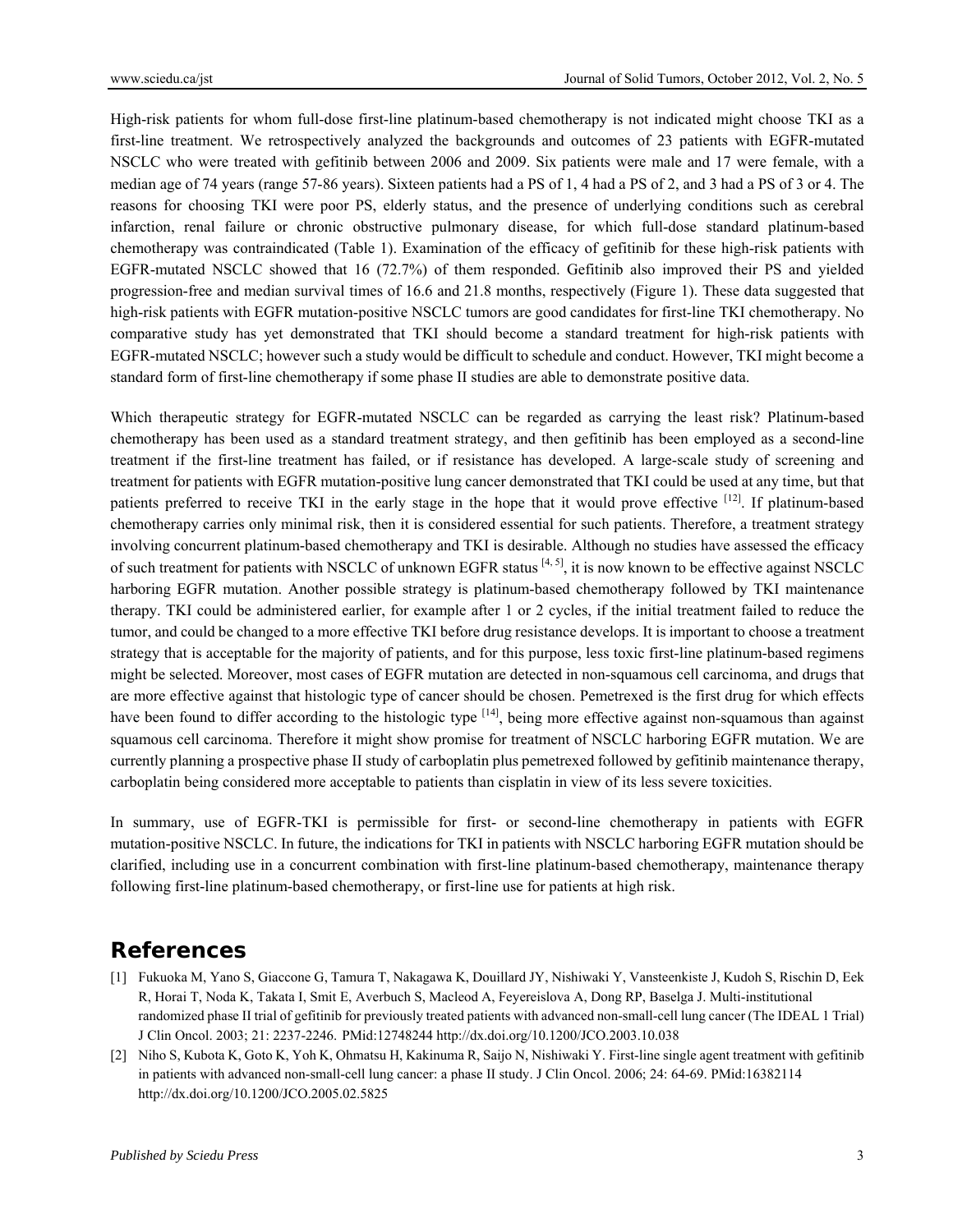High-risk patients for whom full-dose first-line platinum-based chemotherapy is not indicated might choose TKI as a first-line treatment. We retrospectively analyzed the backgrounds and outcomes of 23 patients with EGFR-mutated NSCLC who were treated with gefitinib between 2006 and 2009. Six patients were male and 17 were female, with a median age of 74 years (range 57-86 years). Sixteen patients had a PS of 1, 4 had a PS of 2, and 3 had a PS of 3 or 4. The reasons for choosing TKI were poor PS, elderly status, and the presence of underlying conditions such as cerebral infarction, renal failure or chronic obstructive pulmonary disease, for which full-dose standard platinum-based chemotherapy was contraindicated (Table 1). Examination of the efficacy of gefitinib for these high-risk patients with EGFR-mutated NSCLC showed that 16 (72.7%) of them responded. Gefitinib also improved their PS and yielded progression-free and median survival times of 16.6 and 21.8 months, respectively (Figure 1). These data suggested that high-risk patients with EGFR mutation-positive NSCLC tumors are good candidates for first-line TKI chemotherapy. No comparative study has yet demonstrated that TKI should become a standard treatment for high-risk patients with EGFR-mutated NSCLC; however such a study would be difficult to schedule and conduct. However, TKI might become a standard form of first-line chemotherapy if some phase II studies are able to demonstrate positive data.

Which therapeutic strategy for EGFR-mutated NSCLC can be regarded as carrying the least risk? Platinum-based chemotherapy has been used as a standard treatment strategy, and then gefitinib has been employed as a second-line treatment if the first-line treatment has failed, or if resistance has developed. A large-scale study of screening and treatment for patients with EGFR mutation-positive lung cancer demonstrated that TKI could be used at any time, but that patients preferred to receive TKI in the early stage in the hope that it would prove effective [12]. If platinum-based chemotherapy carries only minimal risk, then it is considered essential for such patients. Therefore, a treatment strategy involving concurrent platinum-based chemotherapy and TKI is desirable. Although no studies have assessed the efficacy of such treatment for patients with NSCLC of unknown EGFR status [4, 5], it is now known to be effective against NSCLC harboring EGFR mutation. Another possible strategy is platinum-based chemotherapy followed by TKI maintenance therapy. TKI could be administered earlier, for example after 1 or 2 cycles, if the initial treatment failed to reduce the tumor, and could be changed to a more effective TKI before drug resistance develops. It is important to choose a treatment strategy that is acceptable for the majority of patients, and for this purpose, less toxic first-line platinum-based regimens might be selected. Moreover, most cases of EGFR mutation are detected in non-squamous cell carcinoma, and drugs that are more effective against that histologic type of cancer should be chosen. Pemetrexed is the first drug for which effects have been found to differ according to the histologic type [14], being more effective against non-squamous than against squamous cell carcinoma. Therefore it might show promise for treatment of NSCLC harboring EGFR mutation. We are currently planning a prospective phase II study of carboplatin plus pemetrexed followed by gefitinib maintenance therapy, carboplatin being considered more acceptable to patients than cisplatin in view of its less severe toxicities.

In summary, use of EGFR-TKI is permissible for first- or second-line chemotherapy in patients with EGFR mutation-positive NSCLC. In future, the indications for TKI in patients with NSCLC harboring EGFR mutation should be clarified, including use in a concurrent combination with first-line platinum-based chemotherapy, maintenance therapy following first-line platinum-based chemotherapy, or first-line use for patients at high risk.

## References

[1] Fukuoka M, Yano S, Giaccone G, Tamura T, Nakagawa K, Douillard JY, Nishiwaki Y, Vansteenkiste J, Kudoh S, Rischin D, Eek R, Horai T, Noda K, Takata I, Smit E, Averbuch S, Macleod A, Feyereislova A, Dong RP, Baselga J. Multi-institutional randomized phase II trial of gefitinib for previously treated patients with advanced non-small-cell lung cancer (The IDEAL 1 Trial) J Clin Oncol. 2003; 21: 2237-2246. PMid:12748244 http://dx.doi.org/10.1200/JCO.2003.10.038

[2] Niho S, Kubota K, Goto K, Yoh K, Ohmatsu H, Kakinuma R, Saijo N, Nishiwaki Y. First-line single agent treatment with gefitinib in patients with advanced non-small-cell lung cancer: a phase II study. J Clin Oncol. 2006; 24: 64-69. PMid:16382114 http://dx.doi.org/10.1200/JCO.2005.02.5825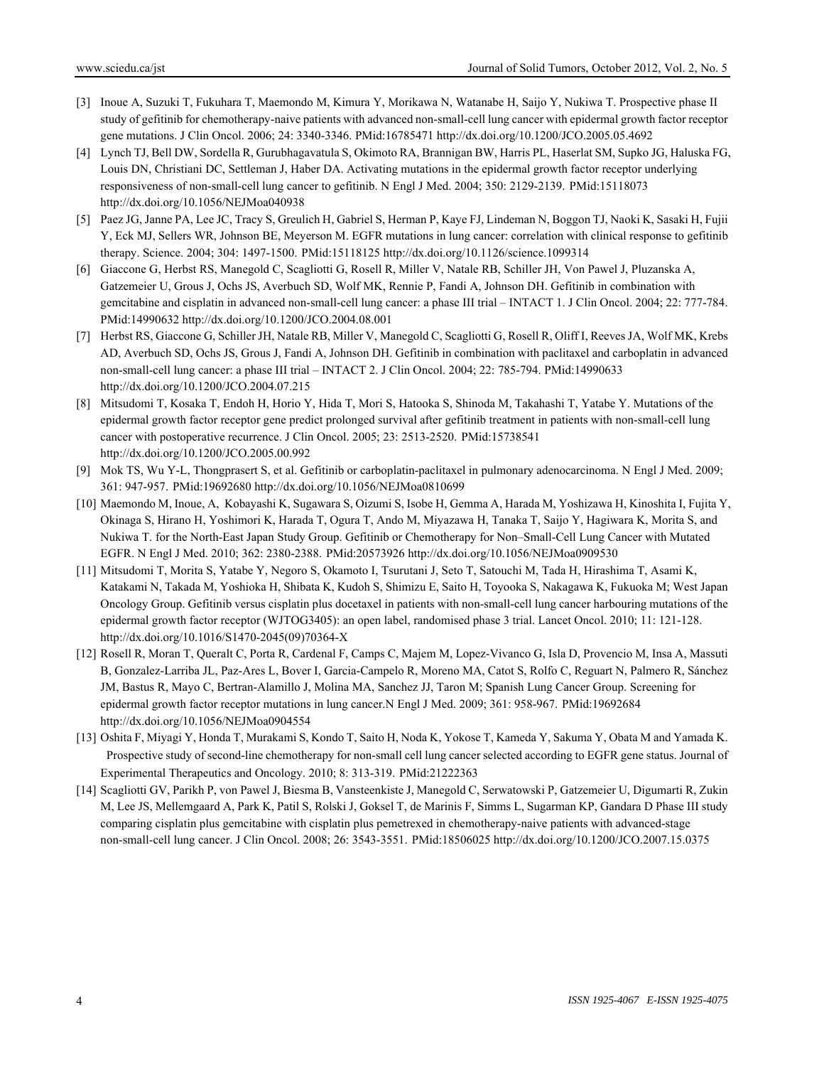[3] Inoue A, Suzuki T, Fukuhara T, Maemondo M, Kimura Y, Morikawa N, Watanabe H, Saijo Y, Nukiwa T. Prospective phase II study of gefitinib for chemotherapy-naive patients with advanced non-small-cell lung cancer with epidermal growth factor receptor gene mutations. J Clin Oncol. 2006; 24: 3340-3346. PMid:16785471 http://dx.doi.org/10.1200/JCO.2005.05.4692

[4] Lynch TJ, Bell DW, Sordella R, Gurubhagavatula S, Okimoto RA, Brannigan BW, Harris PL, Haserlat SM, Supko JG, Haluska FG, Louis DN, Christiani DC, Settleman J, Haber DA. Activating mutations in the epidermal growth factor receptor underlying responsiveness of non-small-cell lung cancer to gefitinib. N Engl J Med. 2004; 350: 2129-2139. PMid:15118073 http://dx.doi.org/10.1056/NEJMoa040938

[5] Paez JG, Janne PA, Lee JC, Tracy S, Greulich H, Gabriel S, Herman P, Kaye FJ, Lindeman N, Boggon TJ, Naoki K, Sasaki H, Fujii Y, Eck MJ, Sellers WR, Johnson BE, Meyerson M. EGFR mutations in lung cancer: correlation with clinical response to gefitinib therapy. Science. 2004; 304: 1497-1500. PMid:15118125 http://dx.doi.org/10.1126/science.1099314

[6] Giaccone G, Herbst RS, Manegold C, Scagliotti G, Rosell R, Miller V, Natale RB, Schiller JH, Von Pawel J, Pluzanska A, Gatzemeier U, Grous J, Ochs JS, Averbuch SD, Wolf MK, Rennie P, Fandi A, Johnson DH. Gefitinib in combination with gemcitabine and cisplatin in advanced non-small-cell lung cancer: a phase III trial – INTACT 1. J Clin Oncol. 2004; 22: 777-784. PMid:14990632 http://dx.doi.org/10.1200/JCO.2004.08.001

[7] Herbst RS, Giaccone G, Schiller JH, Natale RB, Miller V, Manegold C, Scagliotti G, Rosell R, Oliff I, Reeves JA, Wolf MK, Krebs AD, Averbuch SD, Ochs JS, Grous J, Fandi A, Johnson DH. Gefitinib in combination with paclitaxel and carboplatin in advanced non-small-cell lung cancer: a phase III trial – INTACT 2. J Clin Oncol. 2004; 22: 785-794. PMid:14990633 http://dx.doi.org/10.1200/JCO.2004.07.215

[8] Mitsudomi T, Kosaka T, Endoh H, Horio Y, Hida T, Mori S, Hatooka S, Shinoda M, Takahashi T, Yatabe Y. Mutations of the epidermal growth factor receptor gene predict prolonged survival after gefitinib treatment in patients with non-small-cell lung cancer with postoperative recurrence. J Clin Oncol. 2005; 23: 2513-2520. PMid:15738541 http://dx.doi.org/10.1200/JCO.2005.00.992

[9] Mok TS, Wu Y-L, Thongprasert S, et al. Gefitinib or carboplatin-paclitaxel in pulmonary adenocarcinoma. N Engl J Med. 2009; 361: 947-957. PMid:19692680 http://dx.doi.org/10.1056/NEJMoa0810699

[10] Maemondo M, Inoue, A, Kobayashi K, Sugawara S, Oizumi S, Isobe H, Gemma A, Harada M, Yoshizawa H, Kinoshita I, Fujita Y, Okinaga S, Hirano H, Yoshimori K, Harada T, Ogura T, Ando M, Miyazawa H, Tanaka T, Saijo Y, Hagiwara K, Morita S, and Nukiwa T. for the North-East Japan Study Group. Gefitinib or Chemotherapy for Non–Small-Cell Lung Cancer with Mutated EGFR. N Engl J Med. 2010; 362: 2380-2388. PMid:20573926 http://dx.doi.org/10.1056/NEJMoa0909530

[11] Mitsudomi T, Morita S, Yatabe Y, Negoro S, Okamoto I, Tsurutani J, Seto T, Satouchi M, Tada H, Hirashima T, Asami K, Katakami N, Takada M, Yoshioka H, Shibata K, Kudoh S, Shimizu E, Saito H, Toyooka S, Nakagawa K, Fukuoka M; West Japan Oncology Group. Gefitinib versus cisplatin plus docetaxel in patients with non-small-cell lung cancer harbouring mutations of the epidermal growth factor receptor (WJTOG3405): an open label, randomised phase 3 trial. Lancet Oncol. 2010; 11: 121-128. http://dx.doi.org/10.1016/S1470-2045(09)70364-X

[12] Rosell R, Moran T, Queralt C, Porta R, Cardenal F, Camps C, Majem M, Lopez-Vivanco G, Isla D, Provencio M, Insa A, Massuti B, Gonzalez-Larriba JL, Paz-Ares L, Bover I, Garcia-Campelo R, Moreno MA, Catot S, Rolfo C, Reguart N, Palmero R, Sánchez JM, Bastus R, Mayo C, Bertran-Alamillo J, Molina MA, Sanchez JJ, Taron M; Spanish Lung Cancer Group. Screening for epidermal growth factor receptor mutations in lung cancer.N Engl J Med. 2009; 361: 958-967. PMid:19692684 http://dx.doi.org/10.1056/NEJMoa0904554

[13] Oshita F, Miyagi Y, Honda T, Murakami S, Kondo T, Saito H, Noda K, Yokose T, Kameda Y, Sakuma Y, Obata M and Yamada K. Prospective study of second-line chemotherapy for non-small cell lung cancer selected according to EGFR gene status. Journal of Experimental Therapeutics and Oncology. 2010; 8: 313-319. PMid:21222363

[14] Scagliotti GV, Parikh P, von Pawel J, Biesma B, Vansteenkiste J, Manegold C, Serwatowski P, Gatzemeier U, Digumarti R, Zukin M, Lee JS, Mellemgaard A, Park K, Patil S, Rolski J, Goksel T, de Marinis F, Simms L, Sugarman KP, Gandara D Phase III study comparing cisplatin plus gemcitabine with cisplatin plus pemetrexed in chemotherapy-naive patients with advanced-stage non-small-cell lung cancer. J Clin Oncol. 2008; 26: 3543-3551. PMid:18506025 http://dx.doi.org/10.1200/JCO.2007.15.0375